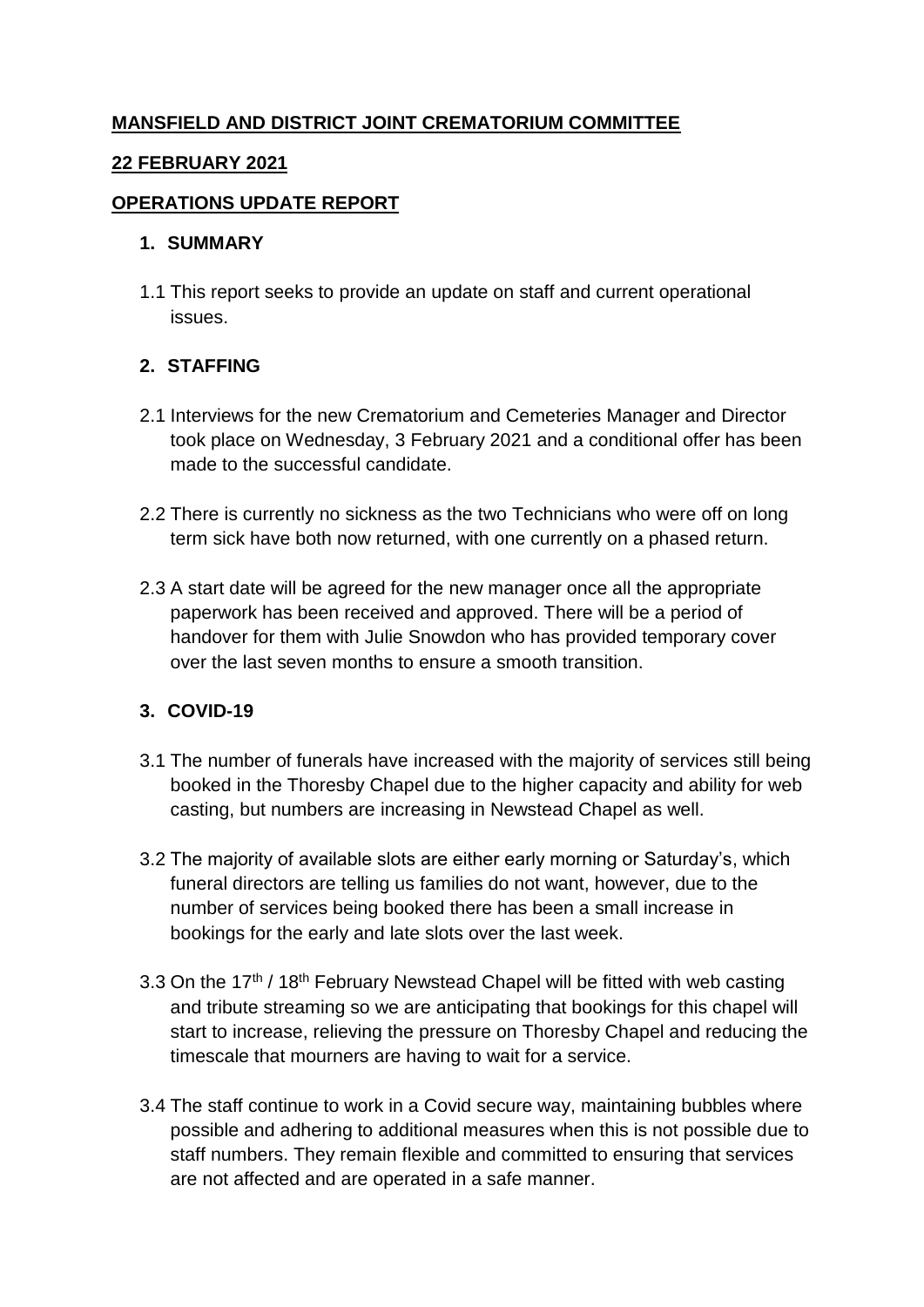**MANSFIELD AND DISTRICT JOINT CREMATORIUM COMMITTEE**

**22 FEBRUARY 2021**

**OPERATIONS UPDATE REPORT**

## 1. SUMMARY

1.1 This report seeks to provide an update on staff and current operational issues.

## 2. STAFFING

2.1 Interviews for the new Crematorium and Cemeteries Manager and Director took place on Wednesday, 3 February 2021 and a conditional offer has been made to the successful candidate.

2.2 There is currently no sickness as the two Technicians who were off on long term sick have both now returned, with one currently on a phased return.

2.3 A start date will be agreed for the new manager once all the appropriate paperwork has been received and approved. There will be a period of handover for them with Julie Snowdon who has provided temporary cover over the last seven months to ensure a smooth transition.

## 3. COVID-19

3.1 The number of funerals have increased with the majority of services still being booked in the Thoresby Chapel due to the higher capacity and ability for web casting, but numbers are increasing in Newstead Chapel as well.

3.2 The majority of available slots are either early morning or Saturday's, which funeral directors are telling us families do not want, however, due to the number of services being booked there has been a small increase in bookings for the early and late slots over the last week.

3.3 On the 17th / 18th February Newstead Chapel will be fitted with web casting and tribute streaming so we are anticipating that bookings for this chapel will start to increase, relieving the pressure on Thoresby Chapel and reducing the timescale that mourners are having to wait for a service.

3.4 The staff continue to work in a Covid secure way, maintaining bubbles where possible and adhering to additional measures when this is not possible due to staff numbers. They remain flexible and committed to ensuring that services are not affected and are operated in a safe manner.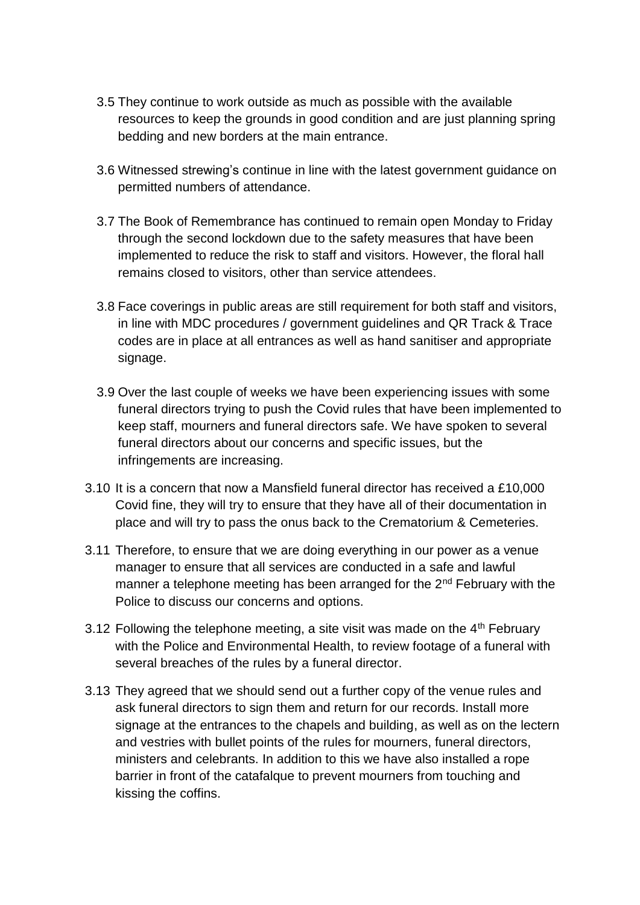3.5 They continue to work outside as much as possible with the available resources to keep the grounds in good condition and are just planning spring bedding and new borders at the main entrance.

3.6 Witnessed strewing's continue in line with the latest government guidance on permitted numbers of attendance.

3.7 The Book of Remembrance has continued to remain open Monday to Friday through the second lockdown due to the safety measures that have been implemented to reduce the risk to staff and visitors. However, the floral hall remains closed to visitors, other than service attendees.

3.8 Face coverings in public areas are still requirement for both staff and visitors, in line with MDC procedures / government guidelines and QR Track & Trace codes are in place at all entrances as well as hand sanitiser and appropriate signage.

3.9 Over the last couple of weeks we have been experiencing issues with some funeral directors trying to push the Covid rules that have been implemented to keep staff, mourners and funeral directors safe. We have spoken to several funeral directors about our concerns and specific issues, but the infringements are increasing.

3.10 It is a concern that now a Mansfield funeral director has received a £10,000 Covid fine, they will try to ensure that they have all of their documentation in place and will try to pass the onus back to the Crematorium & Cemeteries.

3.11 Therefore, to ensure that we are doing everything in our power as a venue manager to ensure that all services are conducted in a safe and lawful manner a telephone meeting has been arranged for the 2nd February with the Police to discuss our concerns and options.

3.12 Following the telephone meeting, a site visit was made on the 4th February with the Police and Environmental Health, to review footage of a funeral with several breaches of the rules by a funeral director.

3.13 They agreed that we should send out a further copy of the venue rules and ask funeral directors to sign them and return for our records. Install more signage at the entrances to the chapels and building, as well as on the lectern and vestries with bullet points of the rules for mourners, funeral directors, ministers and celebrants. In addition to this we have also installed a rope barrier in front of the catafalque to prevent mourners from touching and kissing the coffins.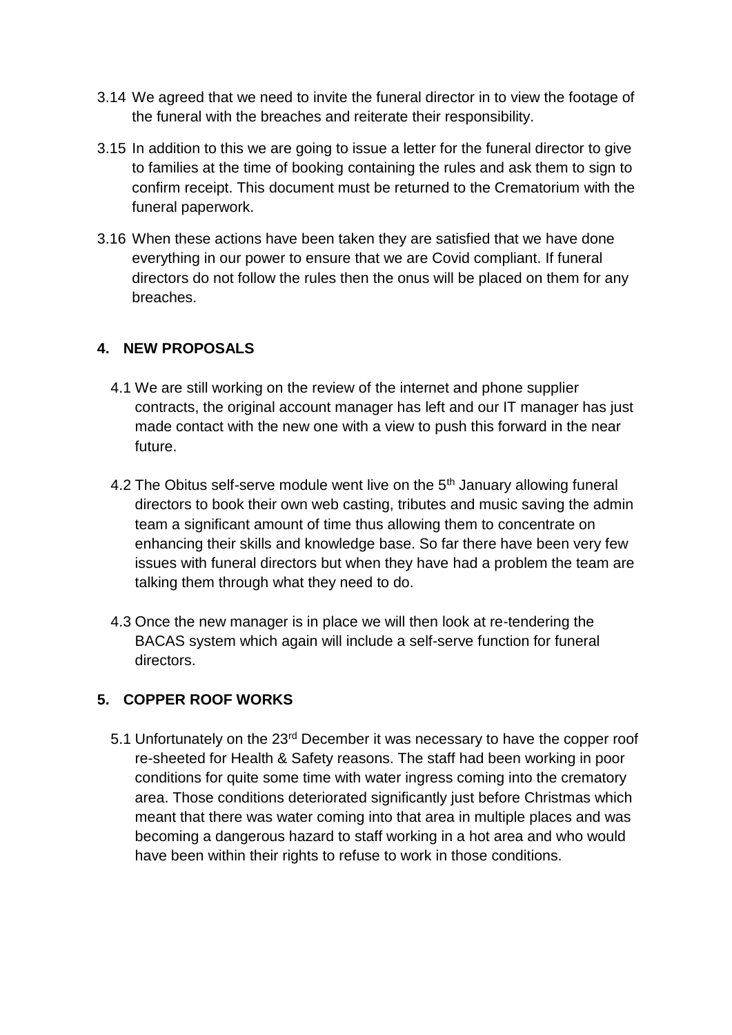3.14 We agreed that we need to invite the funeral director in to view the footage of the funeral with the breaches and reiterate their responsibility.

3.15 In addition to this we are going to issue a letter for the funeral director to give to families at the time of booking containing the rules and ask them to sign to confirm receipt. This document must be returned to the Crematorium with the funeral paperwork.

3.16 When these actions have been taken they are satisfied that we have done everything in our power to ensure that we are Covid compliant. If funeral directors do not follow the rules then the onus will be placed on them for any breaches.

## 4. NEW PROPOSALS

4.1 We are still working on the review of the internet and phone supplier contracts, the original account manager has left and our IT manager has just made contact with the new one with a view to push this forward in the near future.

4.2 The Obitus self-serve module went live on the 5th January allowing funeral directors to book their own web casting, tributes and music saving the admin team a significant amount of time thus allowing them to concentrate on enhancing their skills and knowledge base. So far there have been very few issues with funeral directors but when they have had a problem the team are talking them through what they need to do.

4.3 Once the new manager is in place we will then look at re-tendering the BACAS system which again will include a self-serve function for funeral directors.

## 5. COPPER ROOF WORKS

5.1 Unfortunately on the 23rd December it was necessary to have the copper roof re-sheeted for Health & Safety reasons. The staff had been working in poor conditions for quite some time with water ingress coming into the crematory area. Those conditions deteriorated significantly just before Christmas which meant that there was water coming into that area in multiple places and was becoming a dangerous hazard to staff working in a hot area and who would have been within their rights to refuse to work in those conditions.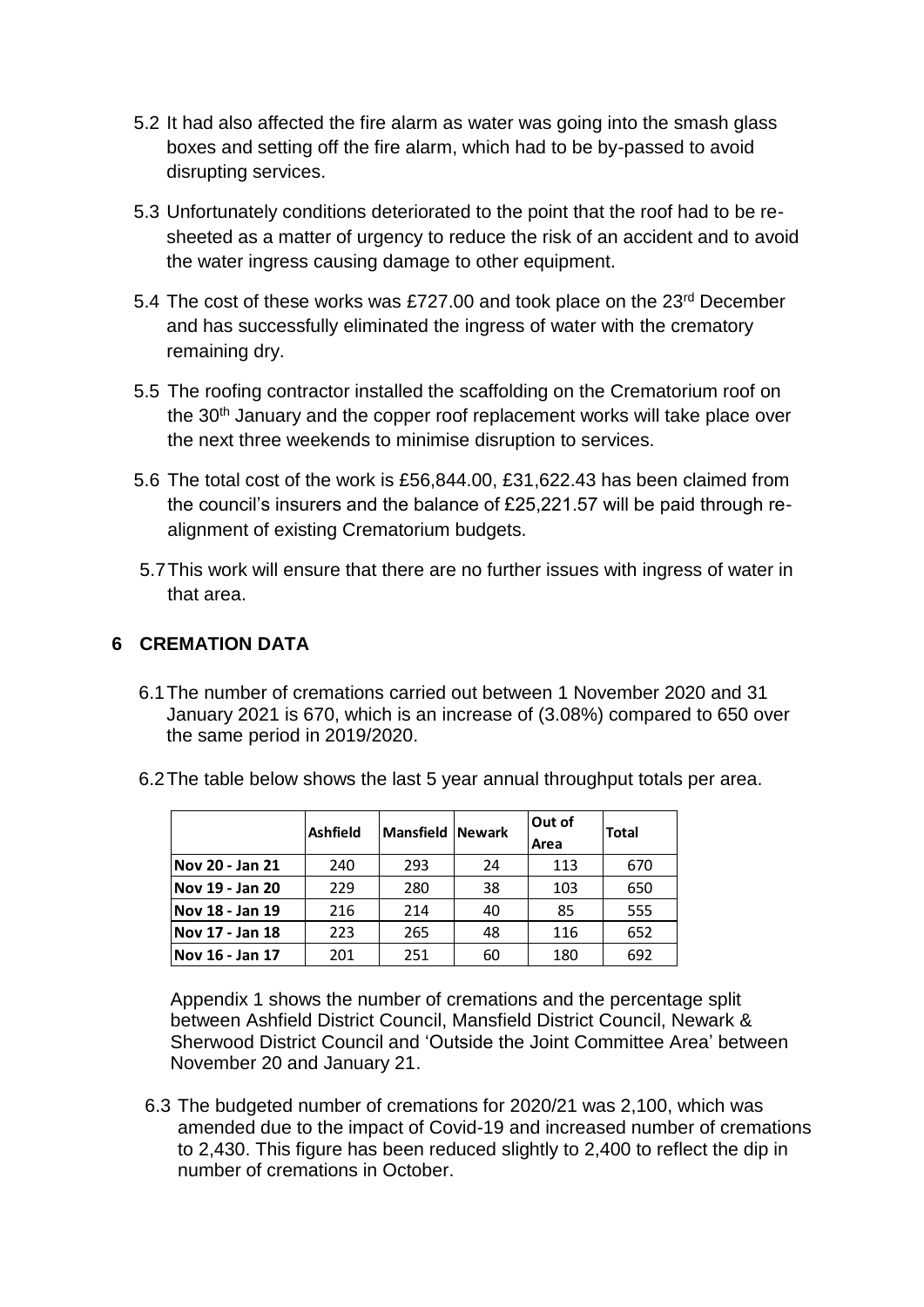5.2 It had also affected the fire alarm as water was going into the smash glass boxes and setting off the fire alarm, which had to be by-passed to avoid disrupting services.

5.3 Unfortunately conditions deteriorated to the point that the roof had to be re-sheeted as a matter of urgency to reduce the risk of an accident and to avoid the water ingress causing damage to other equipment.

5.4 The cost of these works was £727.00 and took place on the 23rd December and has successfully eliminated the ingress of water with the crematory remaining dry.

5.5 The roofing contractor installed the scaffolding on the Crematorium roof on the 30th January and the copper roof replacement works will take place over the next three weekends to minimise disruption to services.

5.6 The total cost of the work is £56,844.00, £31,622.43 has been claimed from the council's insurers and the balance of £25,221.57 will be paid through re-alignment of existing Crematorium budgets.

5.7 This work will ensure that there are no further issues with ingress of water in that area.

## 6 CREMATION DATA

6.1 The number of cremations carried out between 1 November 2020 and 31 January 2021 is 670, which is an increase of (3.08%) compared to 650 over the same period in 2019/2020.

6.2 The table below shows the last 5 year annual throughput totals per area.

| | Ashfield | Mansfield | Newark | Out of Area | Total |
|---|---|---|---|---|---|
| Nov 20 - Jan 21 | 240 | 293 | 24 | 113 | 670 |
| Nov 19 - Jan 20 | 229 | 280 | 38 | 103 | 650 |
| Nov 18 - Jan 19 | 216 | 214 | 40 | 85 | 555 |
| Nov 17 - Jan 18 | 223 | 265 | 48 | 116 | 652 |
| Nov 16 - Jan 17 | 201 | 251 | 60 | 180 | 692 |

Appendix 1 shows the number of cremations and the percentage split between Ashfield District Council, Mansfield District Council, Newark & Sherwood District Council and 'Outside the Joint Committee Area' between November 20 and January 21.

6.3 The budgeted number of cremations for 2020/21 was 2,100, which was amended due to the impact of Covid-19 and increased number of cremations to 2,430. This figure has been reduced slightly to 2,400 to reflect the dip in number of cremations in October.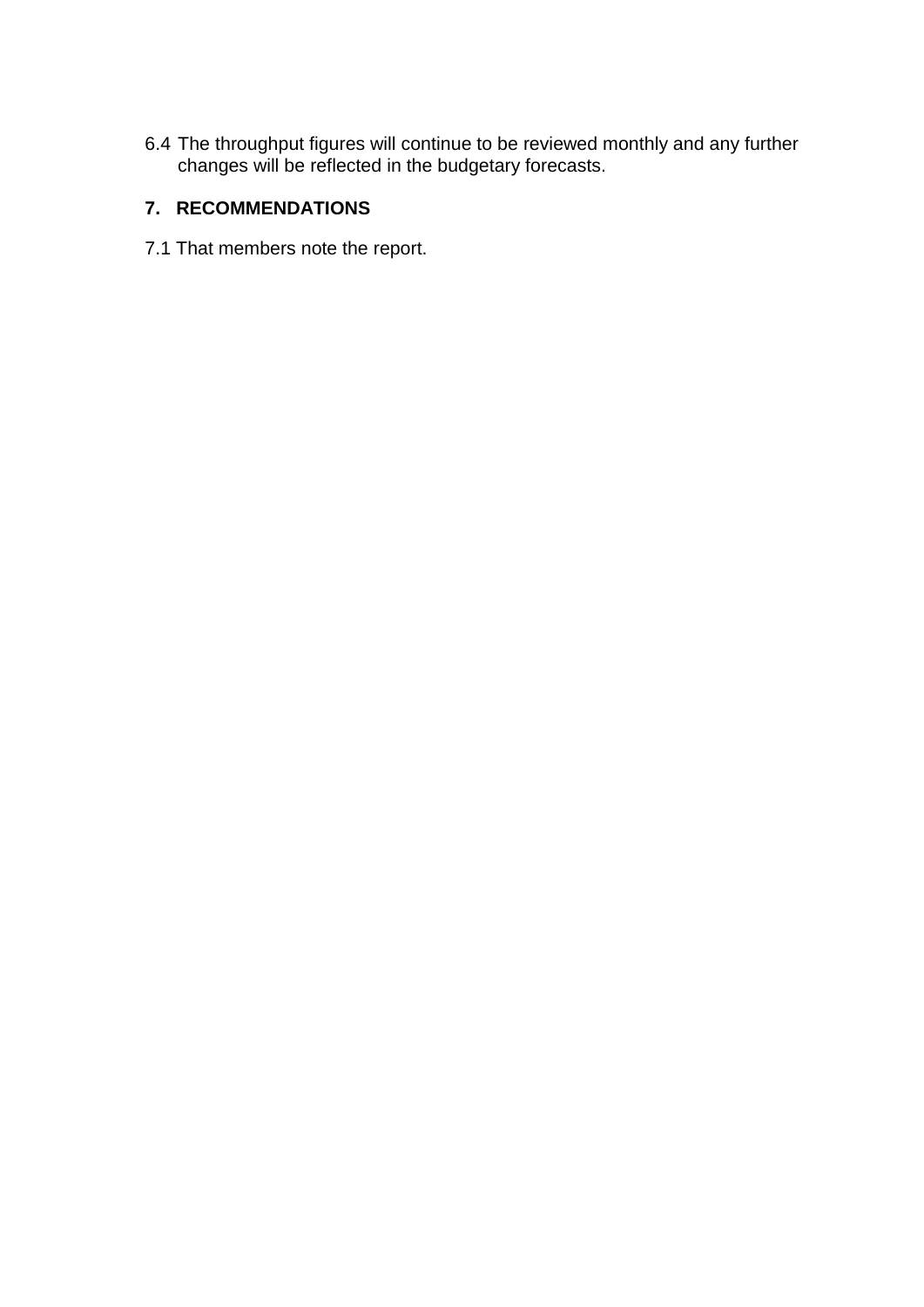6.4 The throughput figures will continue to be reviewed monthly and any further changes will be reflected in the budgetary forecasts.

## 7. RECOMMENDATIONS

7.1 That members note the report.